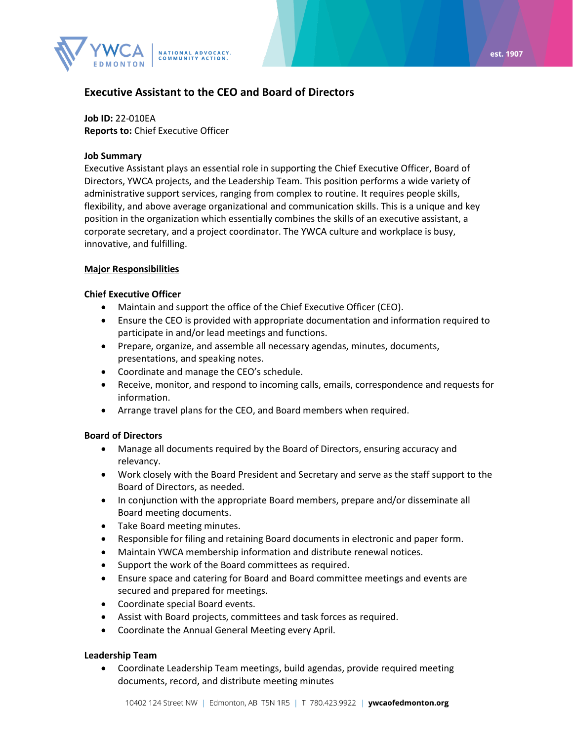# Executive Assistant to the CEO and Board of Directors

**Job ID:** 22-010EA
**Reports to:** Chief Executive Officer

**Job Summary**
Executive Assistant plays an essential role in supporting the Chief Executive Officer, Board of Directors, YWCA projects, and the Leadership Team. This position performs a wide variety of administrative support services, ranging from complex to routine. It requires people skills, flexibility, and above average organizational and communication skills. This is a unique and key position in the organization which essentially combines the skills of an executive assistant, a corporate secretary, and a project coordinator. The YWCA culture and workplace is busy, innovative, and fulfilling.

## Major Responsibilities

### Chief Executive Officer

- Maintain and support the office of the Chief Executive Officer (CEO).
- Ensure the CEO is provided with appropriate documentation and information required to participate in and/or lead meetings and functions.
- Prepare, organize, and assemble all necessary agendas, minutes, documents, presentations, and speaking notes.
- Coordinate and manage the CEO's schedule.
- Receive, monitor, and respond to incoming calls, emails, correspondence and requests for information.
- Arrange travel plans for the CEO, and Board members when required.

### Board of Directors

- Manage all documents required by the Board of Directors, ensuring accuracy and relevancy.
- Work closely with the Board President and Secretary and serve as the staff support to the Board of Directors, as needed.
- In conjunction with the appropriate Board members, prepare and/or disseminate all Board meeting documents.
- Take Board meeting minutes.
- Responsible for filing and retaining Board documents in electronic and paper form.
- Maintain YWCA membership information and distribute renewal notices.
- Support the work of the Board committees as required.
- Ensure space and catering for Board and Board committee meetings and events are secured and prepared for meetings.
- Coordinate special Board events.
- Assist with Board projects, committees and task forces as required.
- Coordinate the Annual General Meeting every April.

### Leadership Team

- Coordinate Leadership Team meetings, build agendas, provide required meeting documents, record, and distribute meeting minutes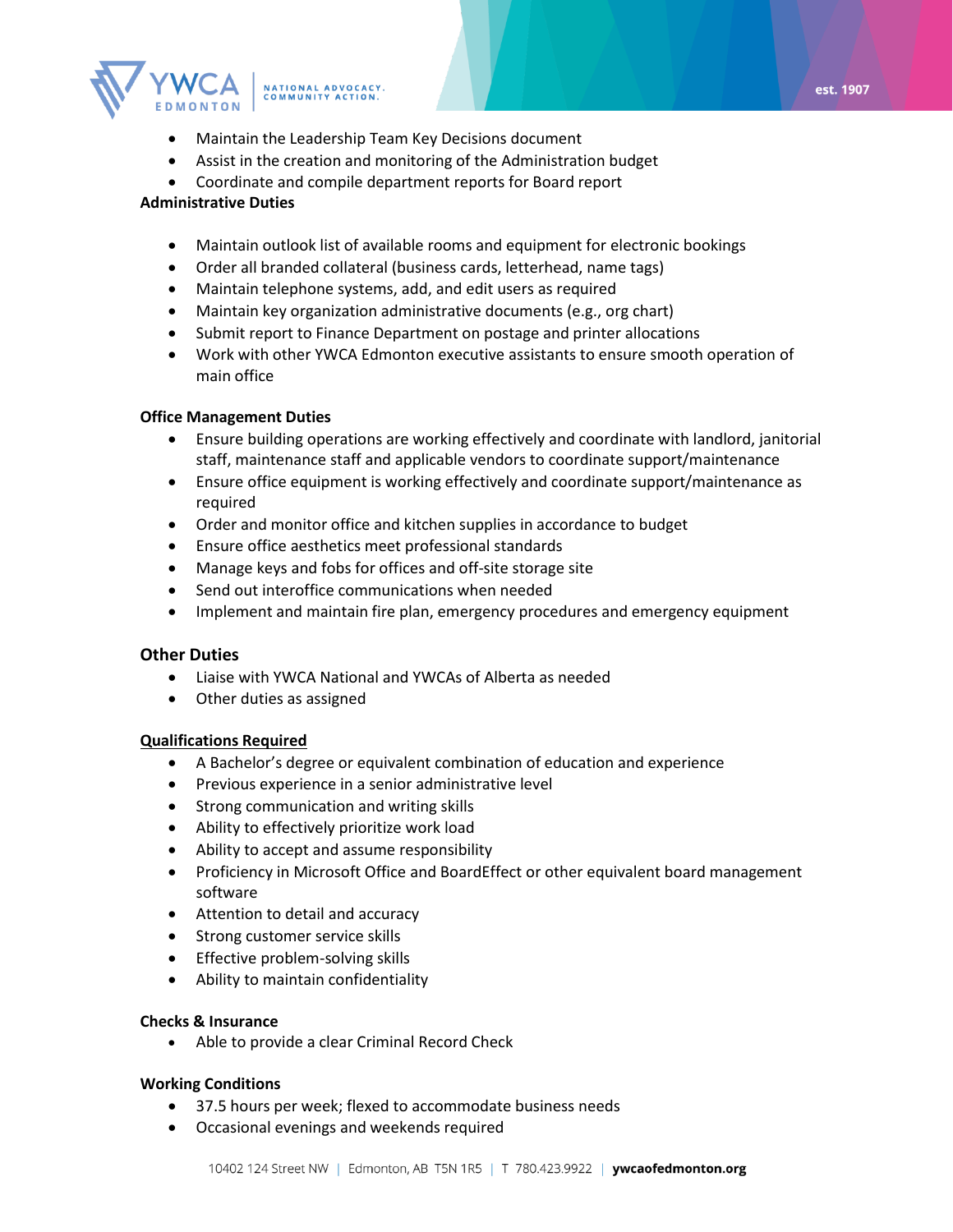- Maintain the Leadership Team Key Decisions document
- Assist in the creation and monitoring of the Administration budget
- Coordinate and compile department reports for Board report

**Administrative Duties**

- Maintain outlook list of available rooms and equipment for electronic bookings
- Order all branded collateral (business cards, letterhead, name tags)
- Maintain telephone systems, add, and edit users as required
- Maintain key organization administrative documents (e.g., org chart)
- Submit report to Finance Department on postage and printer allocations
- Work with other YWCA Edmonton executive assistants to ensure smooth operation of main office

**Office Management Duties**

- Ensure building operations are working effectively and coordinate with landlord, janitorial staff, maintenance staff and applicable vendors to coordinate support/maintenance
- Ensure office equipment is working effectively and coordinate support/maintenance as required
- Order and monitor office and kitchen supplies in accordance to budget
- Ensure office aesthetics meet professional standards
- Manage keys and fobs for offices and off-site storage site
- Send out interoffice communications when needed
- Implement and maintain fire plan, emergency procedures and emergency equipment

**Other Duties**

- Liaise with YWCA National and YWCAs of Alberta as needed
- Other duties as assigned

**<u>Qualifications Required</u>**

- A Bachelor's degree or equivalent combination of education and experience
- Previous experience in a senior administrative level
- Strong communication and writing skills
- Ability to effectively prioritize work load
- Ability to accept and assume responsibility
- Proficiency in Microsoft Office and BoardEffect or other equivalent board management software
- Attention to detail and accuracy
- Strong customer service skills
- Effective problem-solving skills
- Ability to maintain confidentiality

**Checks & Insurance**

- Able to provide a clear Criminal Record Check

**Working Conditions**

- 37.5 hours per week; flexed to accommodate business needs
- Occasional evenings and weekends required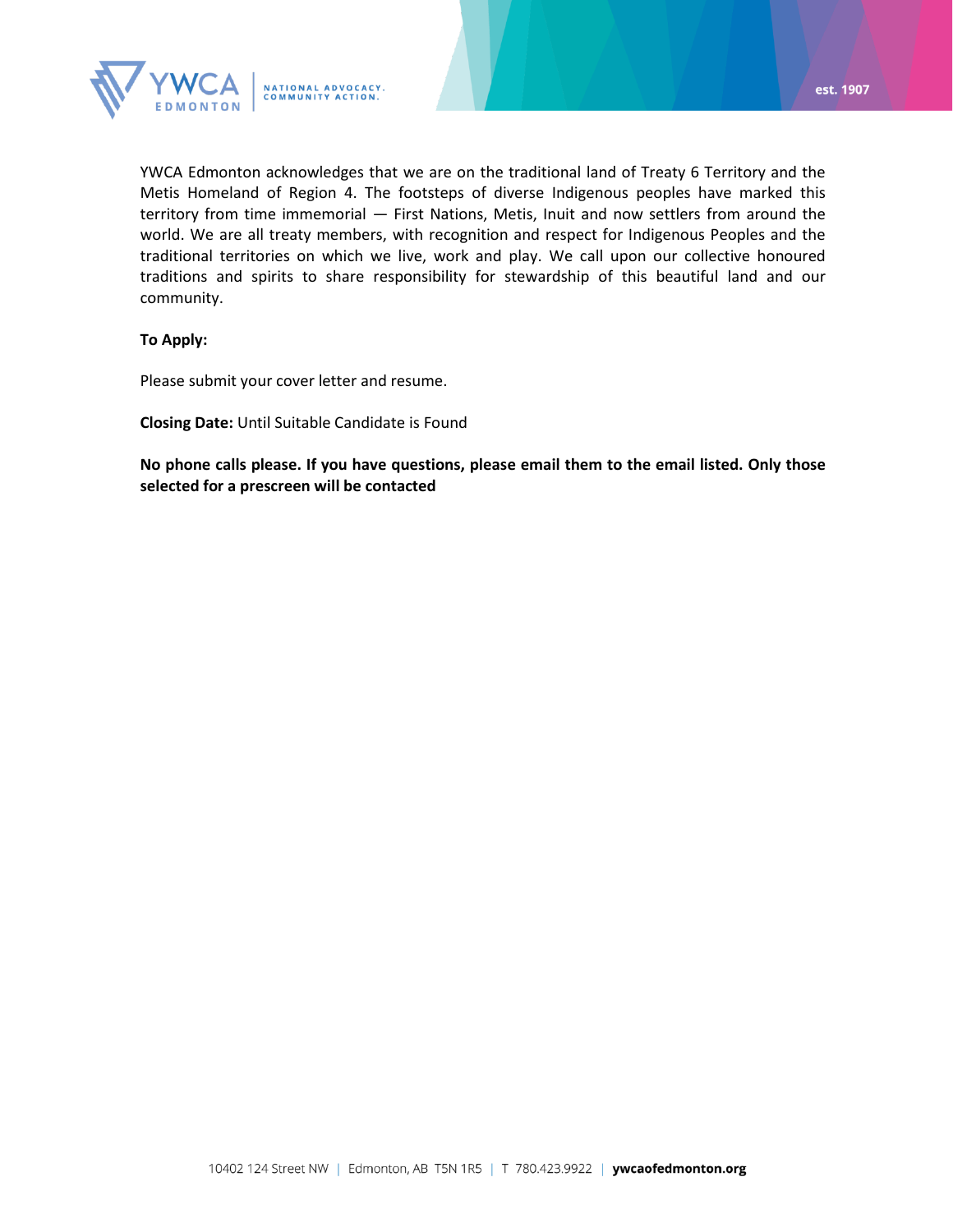YWCA Edmonton acknowledges that we are on the traditional land of Treaty 6 Territory and the Metis Homeland of Region 4. The footsteps of diverse Indigenous peoples have marked this territory from time immemorial — First Nations, Metis, Inuit and now settlers from around the world. We are all treaty members, with recognition and respect for Indigenous Peoples and the traditional territories on which we live, work and play. We call upon our collective honoured traditions and spirits to share responsibility for stewardship of this beautiful land and our community.

**To Apply:**

Please submit your cover letter and resume.

**Closing Date:** Until Suitable Candidate is Found

**No phone calls please. If you have questions, please email them to the email listed. Only those selected for a prescreen will be contacted**